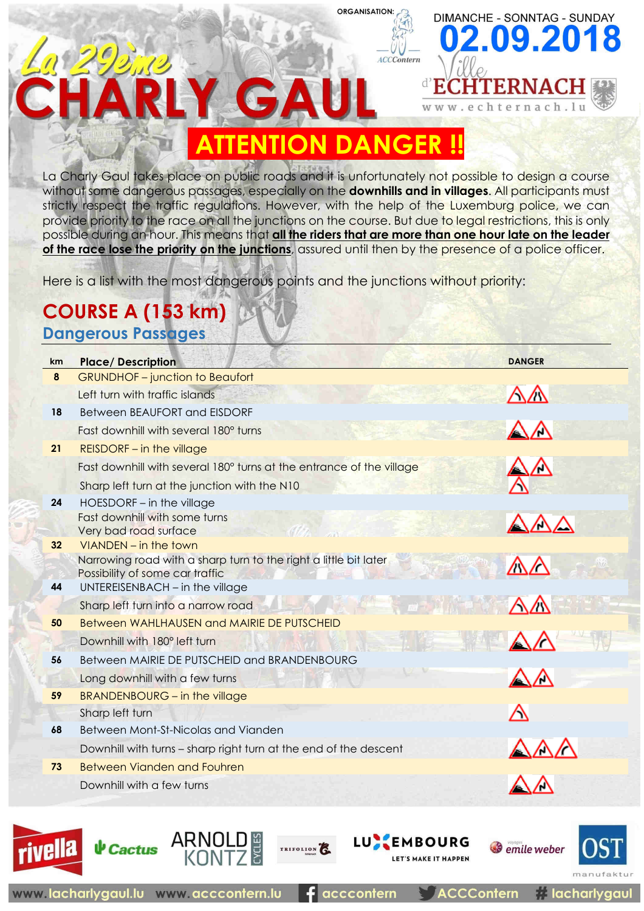# La 29ème CHARLY GAUL

ORGANISATION: ACCContern

DIMANCHE - SONNTAG - SUNDAY **02.09.2018**

Ville d'ECHTERNACH www.echternach.lu

## ATTENTION DANGER !!

La Charly Gaul takes place on public roads and it is unfortunately not possible to design a course without some dangerous passages, especially on the **downhills and in villages**. All participants must strictly respect the traffic regulations. However, with the help of the Luxemburg police, we can provide priority to the race on all the junctions on the course. But due to legal restrictions, this is only possible during an hour. This means that **all the riders that are more than one hour late on the leader of the race lose the priority on the junctions**, assured until then by the presence of a police officer.

Here is a list with the most dangerous points and the junctions without priority:

## COURSE A (153 km)

### Dangerous Passages

| km | Place/ Description | DANGER |
|---|---|---|
| 8 | GRUNDHOF – junction to Beaufort | |
| | Left turn with traffic islands | |
| 18 | Between BEAUFORT and EISDORF | |
| | Fast downhill with several 180° turns | |
| 21 | REISDORF – in the village | |
| | Fast downhill with several 180° turns at the entrance of the village | |
| | Sharp left turn at the junction with the N10 | |
| 24 | HOESDORF – in the village | |
| | Fast downhill with some turns<br>Very bad road surface | |
| 32 | VIANDEN – in the town | |
| | Narrowing road with a sharp turn to the right a little bit later<br>Possibility of some car traffic | |
| 44 | UNTEREISENBACH – in the village | |
| | Sharp left turn into a narrow road | |
| 50 | Between WAHLHAUSEN and MAIRIE DE PUTSCHEID | |
| | Downhill with 180° left turn | |
| 56 | Between MAIRIE DE PUTSCHEID and BRANDENBOURG | |
| | Long downhill with a few turns | |
| 59 | BRANDENBOURG – in the village | |
| | Sharp left turn | |
| 68 | Between Mont-St-Nicolas and Vianden | |
| | Downhill with turns – sharp right turn at the end of the descent | |
| 73 | Between Vianden and Fouhren | |
| | Downhill with a few turns | |

rivella · Cactus · ARNOLD KONTZ CYCLES · TRIFOLION · LUXEMBOURG LET'S MAKE IT HAPPEN · emile weber · OST manufaktur

www.lacharlygaul.lu www.acccontern.lu acccontern ACCContern # lacharlygaul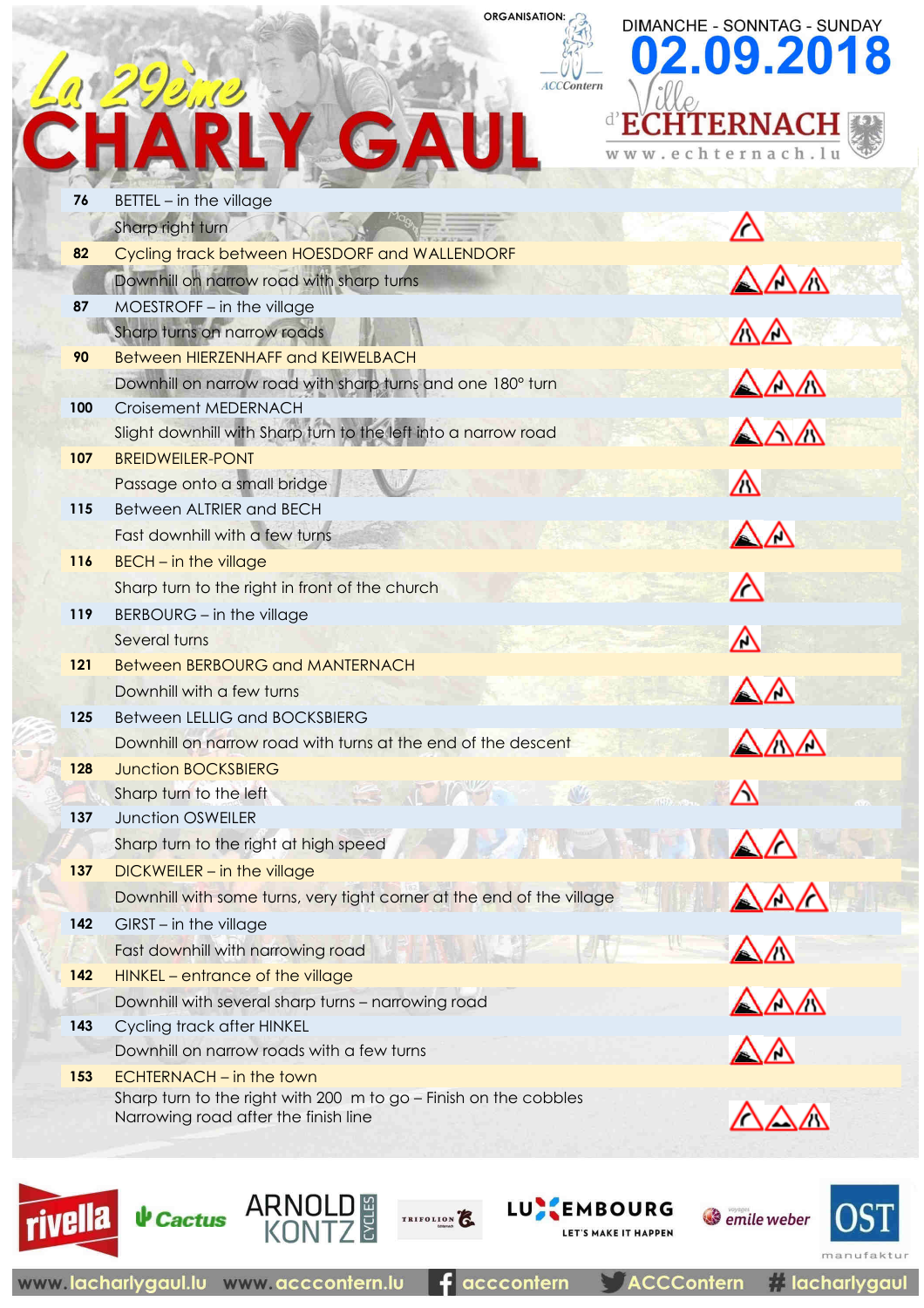# La 29ème CHARLY GAUL

ORGANISATION: ACCContern

DIMANCHE - SONNTAG - SUNDAY
**02.09.2018**

Ville d'ECHTERNACH
www.echternach.lu

| km | Location / Description |
|---|---|
| 76 | BETTEL – in the village |
| | Sharp right turn |
| 82 | Cycling track between HOESDORF and WALLENDORF |
| | Downhill on narrow road with sharp turns |
| 87 | MOESTROFF – in the village |
| | Sharp turns on narrow roads |
| 90 | Between HIERZENHAFF and KEIWELBACH |
| | Downhill on narrow road with sharp turns and one 180° turn |
| 100 | Croisement MEDERNACH |
| | Slight downhill with Sharp turn to the left into a narrow road |
| 107 | BREIDWEILER-PONT |
| | Passage onto a small bridge |
| 115 | Between ALTRIER and BECH |
| | Fast downhill with a few turns |
| 116 | BECH – in the village |
| | Sharp turn to the right in front of the church |
| 119 | BERBOURG – in the village |
| | Several turns |
| 121 | Between BERBOURG and MANTERNACH |
| | Downhill with a few turns |
| 125 | Between LELLIG and BOCKSBIERG |
| | Downhill on narrow road with turns at the end of the descent |
| 128 | Junction BOCKSBIERG |
| | Sharp turn to the left |
| 137 | Junction OSWEILER |
| | Sharp turn to the right at high speed |
| 137 | DICKWEILER – in the village |
| | Downhill with some turns, very tight corner at the end of the village |
| 142 | GIRST – in the village |
| | Fast downhill with narrowing road |
| 142 | HINKEL – entrance of the village |
| | Downhill with several sharp turns – narrowing road |
| 143 | Cycling track after HINKEL |
| | Downhill on narrow roads with a few turns |
| 153 | ECHTERNACH – in the town |
| | Sharp turn to the right with 200 m to go – Finish on the cobbles<br>Narrowing road after the finish line |

rivella · Cactus · ARNOLD KONTZ CYCLES · TRIFOLION · LUXEMBOURG LET'S MAKE IT HAPPEN · emile weber · OST manufaktur

www.lacharlygaul.lu www.acccontern.lu acccontern ACCContern # lacharlygaul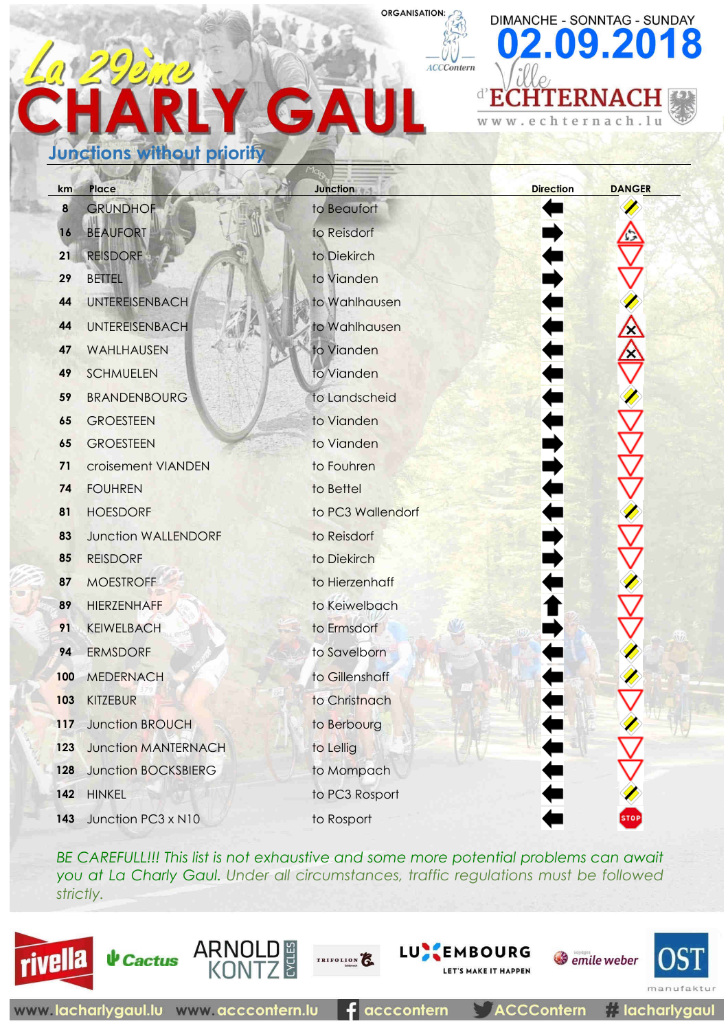# La 29ème CHARLY GAUL

ORGANISATION: ACCContern

DIMANCHE - SONNTAG - SUNDAY **02.09.2018**

Ville d'ECHTERNACH www.echternach.lu

## Junctions without priority

| km | Place | Junction | Direction | DANGER |
|---|---|---|---|---|
| 8 | GRUNDHOF | to Beaufort | ← | |
| 16 | BEAUFORT | to Reisdorf | → | |
| 21 | REISDORF | to Diekirch | ← | |
| 29 | BETTEL | to Vianden | → | |
| 44 | UNTEREISENBACH | to Wahlhausen | ← | |
| 44 | UNTEREISENBACH | to Wahlhausen | ← | |
| 47 | WAHLHAUSEN | to Vianden | ← | |
| 49 | SCHMUELEN | to Vianden | ← | |
| 59 | BRANDENBOURG | to Landscheid | ← | |
| 65 | GROESTEEN | to Vianden | ← | |
| 65 | GROESTEEN | to Vianden | → | |
| 71 | croisement VIANDEN | to Fouhren | → | |
| 74 | FOUHREN | to Bettel | ← | |
| 81 | HOESDORF | to PC3 Wallendorf | ← | |
| 83 | Junction WALLENDORF | to Reisdorf | → | |
| 85 | REISDORF | to Diekirch | → | |
| 87 | MOESTROFF | to Hierzenhaff | ← | |
| 89 | HIERZENHAFF | to Keiwelbach | ↑ | |
| 91 | KEIWELBACH | to Ermsdorf | → | |
| 94 | ERMSDORF | to Savelborn | ← | |
| 100 | MEDERNACH | to Gillenshaff | ← | |
| 103 | KITZEBUR | to Christnach | ← | |
| 117 | Junction BROUCH | to Berbourg | ← | |
| 123 | Junction MANTERNACH | to Lellig | ← | |
| 128 | Junction BOCKSBIERG | to Mompach | ← | |
| 142 | HINKEL | to PC3 Rosport | ← | |
| 143 | Junction PC3 x N10 | to Rosport | ← | STOP |

*BE CAREFULL!!! This list is not exhaustive and some more potential problems can await you at La Charly Gaul. Under all circumstances, traffic regulations must be followed strictly.*

rivella · Cactus · ARNOLD KONTZ CYCLES · TRIFOLION · LUXEMBOURG LET'S MAKE IT HAPPEN · voyages emile weber · OST manufaktur

www.lacharlygaul.lu www.acccontern.lu acccontern ACCContern # lacharlygaul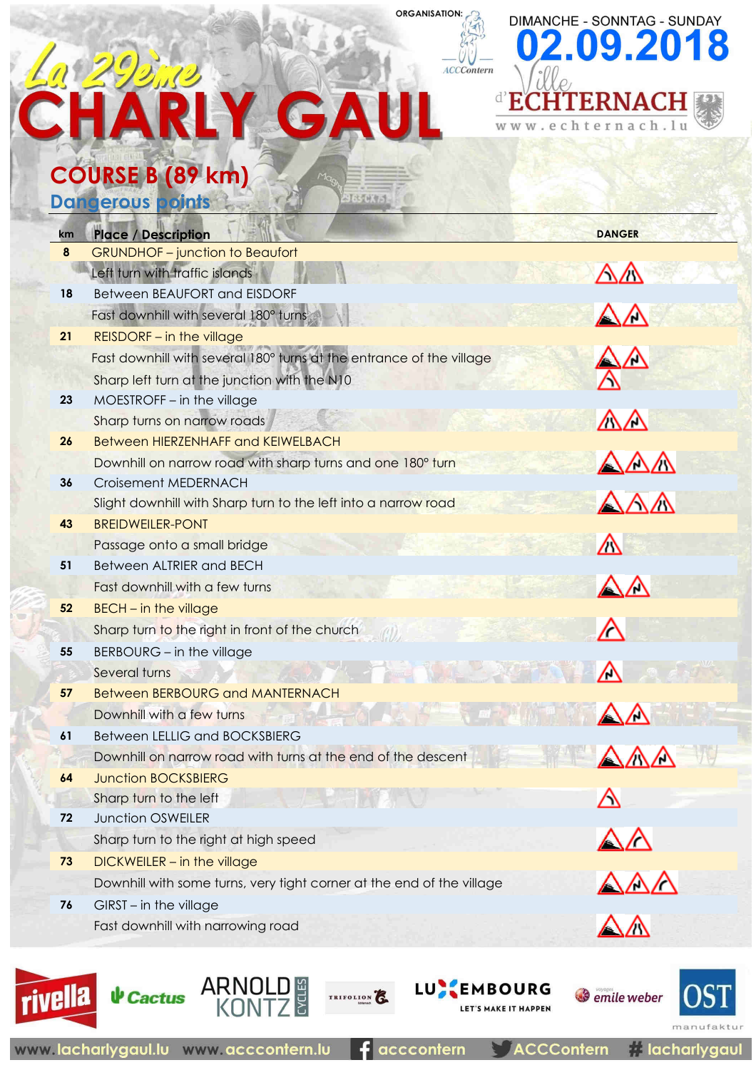# La 29ème CHARLY GAUL

ORGANISATION: ACCContern

DIMANCHE - SONNTAG - SUNDAY
**02.09.2018**

Ville d'ECHTERNACH
www.echternach.lu

## COURSE B (89 km)

### Dangerous points

| km | Place / Description | DANGER |
|---|---|---|
| 8 | GRUNDHOF – junction to Beaufort | |
| | Left turn with traffic islands | |
| 18 | Between BEAUFORT and EISDORF | |
| | Fast downhill with several 180° turns | |
| 21 | REISDORF – in the village | |
| | Fast downhill with several 180° turns at the entrance of the village | |
| | Sharp left turn at the junction with the N10 | |
| 23 | MOESTROFF – in the village | |
| | Sharp turns on narrow roads | |
| 26 | Between HIERZENHAFF and KEIWELBACH | |
| | Downhill on narrow road with sharp turns and one 180° turn | |
| 36 | Croisement MEDERNACH | |
| | Slight downhill with Sharp turn to the left into a narrow road | |
| 43 | BREIDWEILER-PONT | |
| | Passage onto a small bridge | |
| 51 | Between ALTRIER and BECH | |
| | Fast downhill with a few turns | |
| 52 | BECH – in the village | |
| | Sharp turn to the right in front of the church | |
| 55 | BERBOURG – in the village | |
| | Several turns | |
| 57 | Between BERBOURG and MANTERNACH | |
| | Downhill with a few turns | |
| 61 | Between LELLIG and BOCKSBIERG | |
| | Downhill on narrow road with turns at the end of the descent | |
| 64 | Junction BOCKSBIERG | |
| | Sharp turn to the left | |
| 72 | Junction OSWEILER | |
| | Sharp turn to the right at high speed | |
| 73 | DICKWEILER – in the village | |
| | Downhill with some turns, very tight corner at the end of the village | |
| 76 | GIRST – in the village | |
| | Fast downhill with narrowing road | |

rivella · Cactus · ARNOLD KONTZ CYCLES · TRIFOLION · LUXEMBOURG LET'S MAKE IT HAPPEN · emile weber · OST manufaktur

www.lacharlygaul.lu www.acccontern.lu acccontern ACCContern # lacharlygaul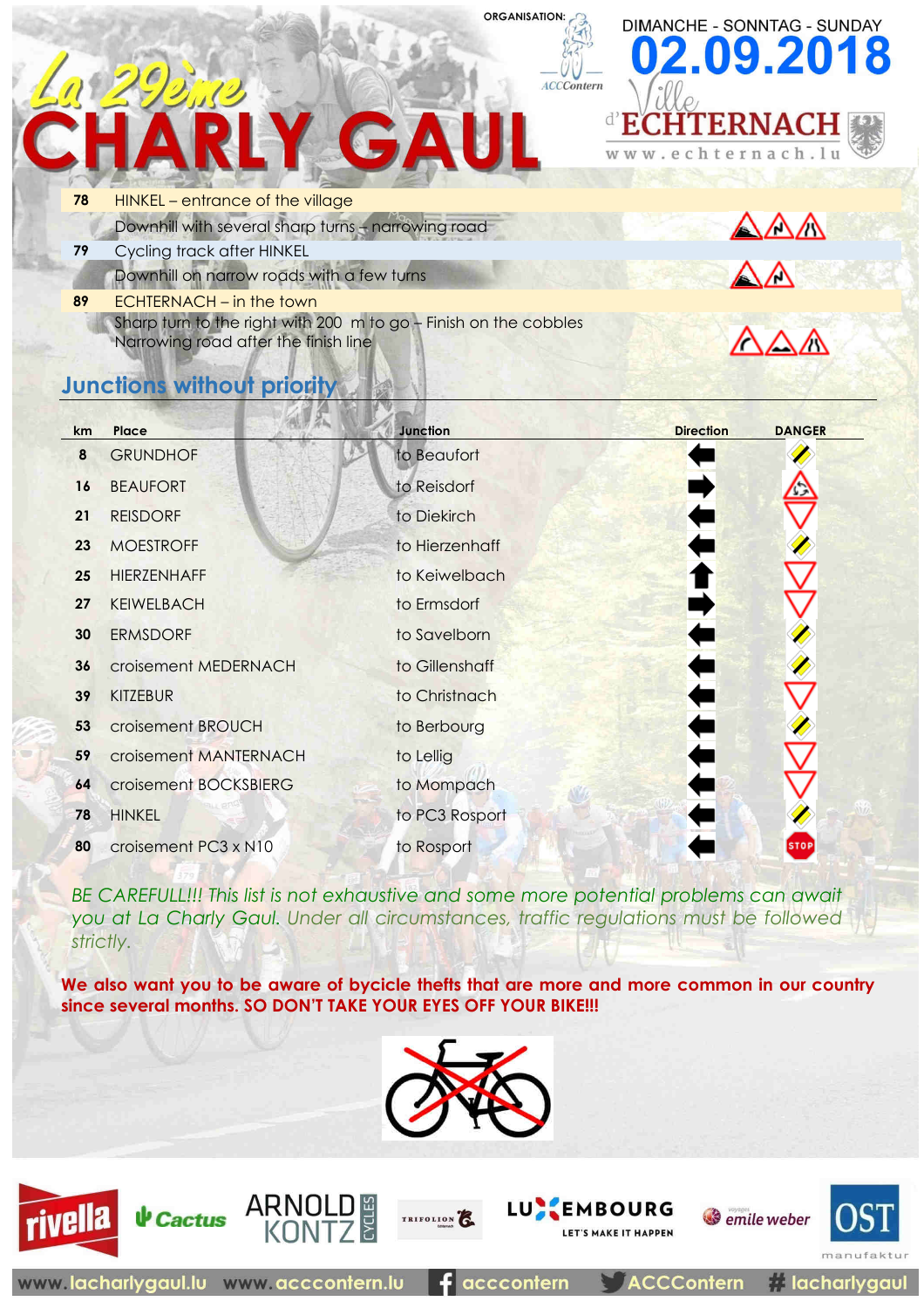La 29ème CHARLY GAUL

ORGANISATION: ACCContern

DIMANCHE - SONNTAG - SUNDAY 02.09.2018

Ville d'ECHTERNACH www.echternach.lu

| | | |
|---|---|---|
| 78 | HINKEL – entrance of the village | |
| | Downhill with several sharp turns – narrowing road | |
| 79 | Cycling track after HINKEL | |
| | Downhill on narrow roads with a few turns | |
| 89 | ECHTERNACH – in the town | |
| | Sharp turn to the right with 200 m to go – Finish on the cobbles<br>Narrowing road after the finish line | |

## Junctions without priority

| km | Place | Junction | Direction | DANGER |
|---|---|---|---|---|
| 8 | GRUNDHOF | to Beaufort | ← | |
| 16 | BEAUFORT | to Reisdorf | → | |
| 21 | REISDORF | to Diekirch | ← | |
| 23 | MOESTROFF | to Hierzenhaff | ← | |
| 25 | HIERZENHAFF | to Keiwelbach | ↑ | |
| 27 | KEIWELBACH | to Ermsdorf | → | |
| 30 | ERMSDORF | to Savelborn | ← | |
| 36 | croisement MEDERNACH | to Gillenshaff | ← | |
| 39 | KITZEBUR | to Christnach | ← | |
| 53 | croisement BROUCH | to Berbourg | ← | |
| 59 | croisement MANTERNACH | to Lellig | ← | |
| 64 | croisement BOCKSBIERG | to Mompach | ← | |
| 78 | HINKEL | to PC3 Rosport | ← | |
| 80 | croisement PC3 x N10 | to Rosport | ← | STOP |

*BE CAREFULL!!! This list is not exhaustive and some more potential problems can await you at La Charly Gaul. Under all circumstances, traffic regulations must be followed strictly.*

**We also want you to be aware of bycicle thefts that are more and more common in our country since several months. SO DON'T TAKE YOUR EYES OFF YOUR BIKE!!!**

rivella | Cactus | ARNOLD KONTZ CYCLES | TRIFOLION | LUXEMBOURG LET'S MAKE IT HAPPEN | emile weber | OST manufaktur

www.lacharlygaul.lu www.acccontern.lu acccontern ACCContern # lacharlygaul